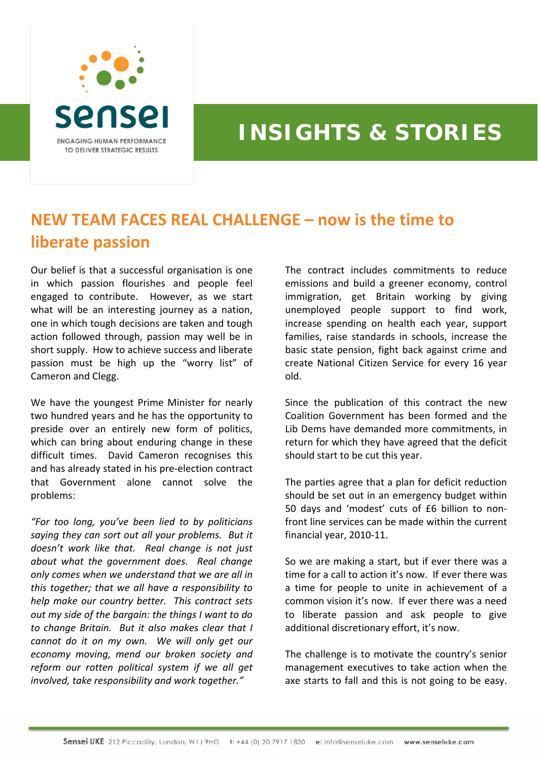sensei

ENGAGING HUMAN PERFORMANCE TO DELIVER STRATEGIC RESULTS

# INSIGHTS & STORIES

## NEW TEAM FACES REAL CHALLENGE – now is the time to liberate passion

Our belief is that a successful organisation is one in which passion flourishes and people feel engaged to contribute. However, as we start what will be an interesting journey as a nation, one in which tough decisions are taken and tough action followed through, passion may well be in short supply. How to achieve success and liberate passion must be high up the "worry list" of Cameron and Clegg.

We have the youngest Prime Minister for nearly two hundred years and he has the opportunity to preside over an entirely new form of politics, which can bring about enduring change in these difficult times. David Cameron recognises this and has already stated in his pre-election contract that Government alone cannot solve the problems:

*"For too long, you've been lied to by politicians saying they can sort out all your problems. But it doesn't work like that. Real change is not just about what the government does. Real change only comes when we understand that we are all in this together; that we all have a responsibility to help make our country better. This contract sets out my side of the bargain: the things I want to do to change Britain. But it also makes clear that I cannot do it on my own. We will only get our economy moving, mend our broken society and reform our rotten political system if we all get involved, take responsibility and work together."*

The contract includes commitments to reduce emissions and build a greener economy, control immigration, get Britain working by giving unemployed people support to find work, increase spending on health each year, support families, raise standards in schools, increase the basic state pension, fight back against crime and create National Citizen Service for every 16 year old.

Since the publication of this contract the new Coalition Government has been formed and the Lib Dems have demanded more commitments, in return for which they have agreed that the deficit should start to be cut this year.

The parties agree that a plan for deficit reduction should be set out in an emergency budget within 50 days and 'modest' cuts of £6 billion to non-front line services can be made within the current financial year, 2010-11.

So we are making a start, but if ever there was a time for a call to action it's now. If ever there was a time for people to unite in achievement of a common vision it's now. If ever there was a need to liberate passion and ask people to give additional discretionary effort, it's now.

The challenge is to motivate the country's senior management executives to take action when the axe starts to fall and this is not going to be easy.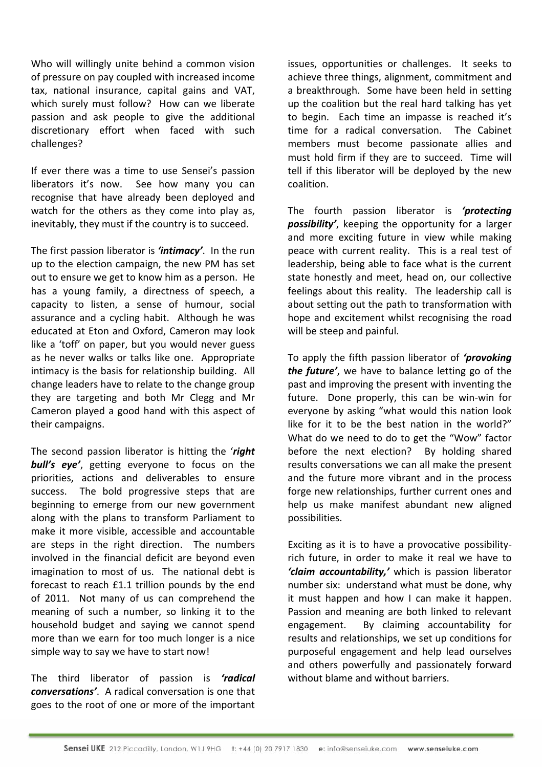Who will willingly unite behind a common vision of pressure on pay coupled with increased income tax, national insurance, capital gains and VAT, which surely must follow? How can we liberate passion and ask people to give the additional discretionary effort when faced with such challenges?

If ever there was a time to use Sensei's passion liberators it's now. See how many you can recognise that have already been deployed and watch for the others as they come into play as, inevitably, they must if the country is to succeed.

The first passion liberator is ***'intimacy'***. In the run up to the election campaign, the new PM has set out to ensure we get to know him as a person. He has a young family, a directness of speech, a capacity to listen, a sense of humour, social assurance and a cycling habit. Although he was educated at Eton and Oxford, Cameron may look like a 'toff' on paper, but you would never guess as he never walks or talks like one. Appropriate intimacy is the basis for relationship building. All change leaders have to relate to the change group they are targeting and both Mr Clegg and Mr Cameron played a good hand with this aspect of their campaigns.

The second passion liberator is hitting the '***right bull's eye'***, getting everyone to focus on the priorities, actions and deliverables to ensure success. The bold progressive steps that are beginning to emerge from our new government along with the plans to transform Parliament to make it more visible, accessible and accountable are steps in the right direction. The numbers involved in the financial deficit are beyond even imagination to most of us. The national debt is forecast to reach £1.1 trillion pounds by the end of 2011. Not many of us can comprehend the meaning of such a number, so linking it to the household budget and saying we cannot spend more than we earn for too much longer is a nice simple way to say we have to start now!

The third liberator of passion is ***'radical conversations'***. A radical conversation is one that goes to the root of one or more of the important issues, opportunities or challenges. It seeks to achieve three things, alignment, commitment and a breakthrough. Some have been held in setting up the coalition but the real hard talking has yet to begin. Each time an impasse is reached it's time for a radical conversation. The Cabinet members must become passionate allies and must hold firm if they are to succeed. Time will tell if this liberator will be deployed by the new coalition.

The fourth passion liberator is ***'protecting possibility'***, keeping the opportunity for a larger and more exciting future in view while making peace with current reality. This is a real test of leadership, being able to face what is the current state honestly and meet, head on, our collective feelings about this reality. The leadership call is about setting out the path to transformation with hope and excitement whilst recognising the road will be steep and painful.

To apply the fifth passion liberator of ***'provoking the future'***, we have to balance letting go of the past and improving the present with inventing the future. Done properly, this can be win-win for everyone by asking "what would this nation look like for it to be the best nation in the world?" What do we need to do to get the "Wow" factor before the next election? By holding shared results conversations we can all make the present and the future more vibrant and in the process forge new relationships, further current ones and help us make manifest abundant new aligned possibilities.

Exciting as it is to have a provocative possibility-rich future, in order to make it real we have to ***'claim accountability,'*** which is passion liberator number six: understand what must be done, why it must happen and how I can make it happen. Passion and meaning are both linked to relevant engagement. By claiming accountability for results and relationships, we set up conditions for purposeful engagement and help lead ourselves and others powerfully and passionately forward without blame and without barriers.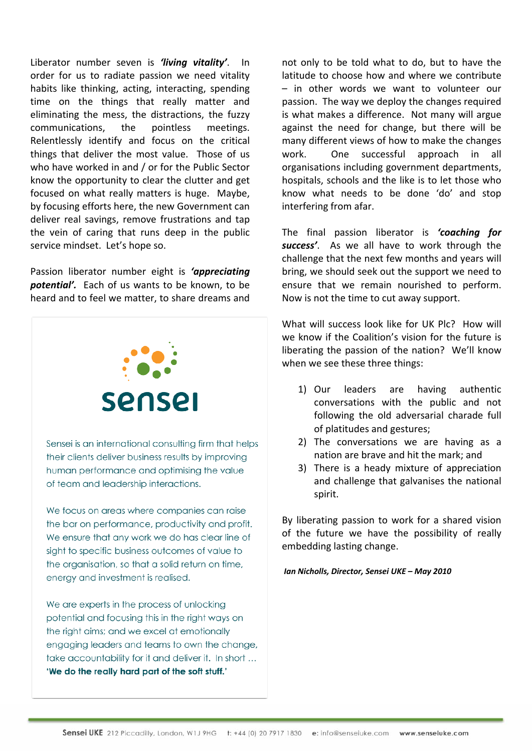Liberator number seven is ***'living vitality'***. In order for us to radiate passion we need vitality habits like thinking, acting, interacting, spending time on the things that really matter and eliminating the mess, the distractions, the fuzzy communications, the pointless meetings. Relentlessly identify and focus on the critical things that deliver the most value. Those of us who have worked in and / or for the Public Sector know the opportunity to clear the clutter and get focused on what really matters is huge. Maybe, by focusing efforts here, the new Government can deliver real savings, remove frustrations and tap the vein of caring that runs deep in the public service mindset. Let's hope so.

Passion liberator number eight is ***'appreciating potential'.*** Each of us wants to be known, to be heard and to feel we matter, to share dreams and not only to be told what to do, but to have the latitude to choose how and where we contribute – in other words we want to volunteer our passion. The way we deploy the changes required is what makes a difference. Not many will argue against the need for change, but there will be many different views of how to make the changes work. One successful approach in all organisations including government departments, hospitals, schools and the like is to let those who know what needs to be done 'do' and stop interfering from afar.

The final passion liberator is ***'coaching for success'***. As we all have to work through the challenge that the next few months and years will bring, we should seek out the support we need to ensure that we remain nourished to perform. Now is not the time to cut away support.

What will success look like for UK Plc? How will we know if the Coalition's vision for the future is liberating the passion of the nation? We'll know when we see these three things:

1) Our leaders are having authentic conversations with the public and not following the old adversarial charade full of platitudes and gestures;
2) The conversations we are having as a nation are brave and hit the mark; and
3) There is a heady mixture of appreciation and challenge that galvanises the national spirit.

By liberating passion to work for a shared vision of the future we have the possibility of really embedding lasting change.

***Ian Nicholls, Director, Sensei UKE – May 2010***

---

sensei

Sensei is an international consulting firm that helps their clients deliver business results by improving human performance and optimising the value of team and leadership interactions.

We focus on areas where companies can raise the bar on performance, productivity and profit. We ensure that any work we do has clear line of sight to specific business outcomes of value to the organisation, so that a solid return on time, energy and investment is realised.

We are experts in the process of unlocking potential and focusing this in the right ways on the right aims; and we excel at emotionally engaging leaders and teams to own the change, take accountability for it and deliver it. In short ...
**'We do the really hard part of the soft stuff.'**

---

**Sensei UKE** 212 Piccadilly, London, W1J 9HG **t:** +44 (0) 20 7917 1830 **e:** info@senseiuke.com **www.senseiuke.com**